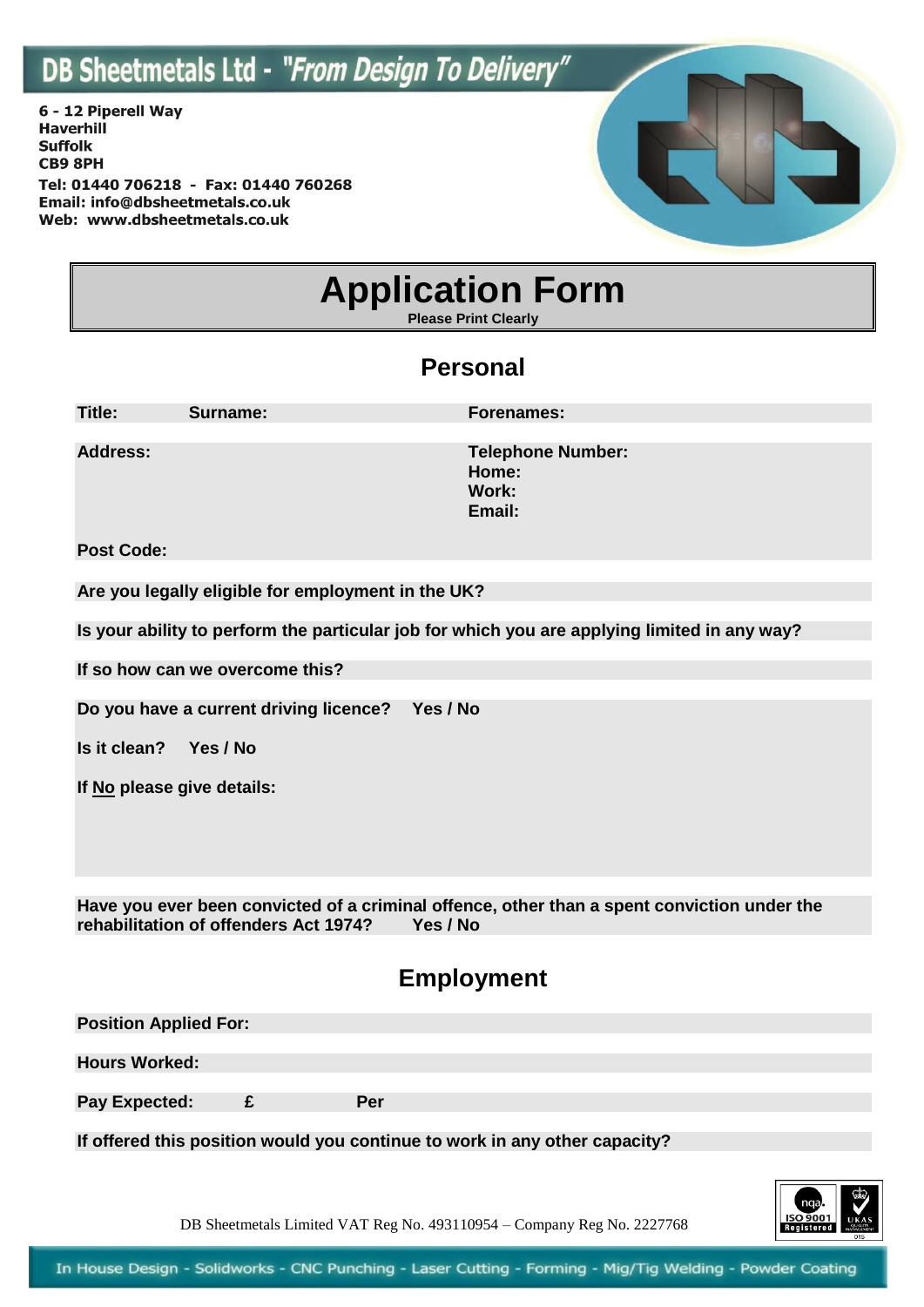# DB Sheetmetals Ltd - *"From Design To Delivery"*

**6 - 12 Piperell Way**
**Haverhill**
**Suffolk**
**CB9 8PH**

**Tel: 01440 706218 - Fax: 01440 760268**
**Email: info@dbsheetmetals.co.uk**
**Web: www.dbsheetmetals.co.uk**

# Application Form

**Please Print Clearly**

## Personal

**Title:** **Surname:** **Forenames:**

**Address:**

**Telephone Number:**
**Home:**
**Work:**
**Email:**

**Post Code:**

**Are you legally eligible for employment in the UK?**

**Is your ability to perform the particular job for which you are applying limited in any way?**

**If so how can we overcome this?**

**Do you have a current driving licence? Yes / No**

**Is it clean? Yes / No**

**If No please give details:**

**Have you ever been convicted of a criminal offence, other than a spent conviction under the rehabilitation of offenders Act 1974? Yes / No**

## Employment

**Position Applied For:**

**Hours Worked:**

**Pay Expected: £ Per**

**If offered this position would you continue to work in any other capacity?**

DB Sheetmetals Limited VAT Reg No. 493110954 – Company Reg No. 2227768

In House Design - Solidworks - CNC Punching - Laser Cutting - Forming - Mig/Tig Welding - Powder Coating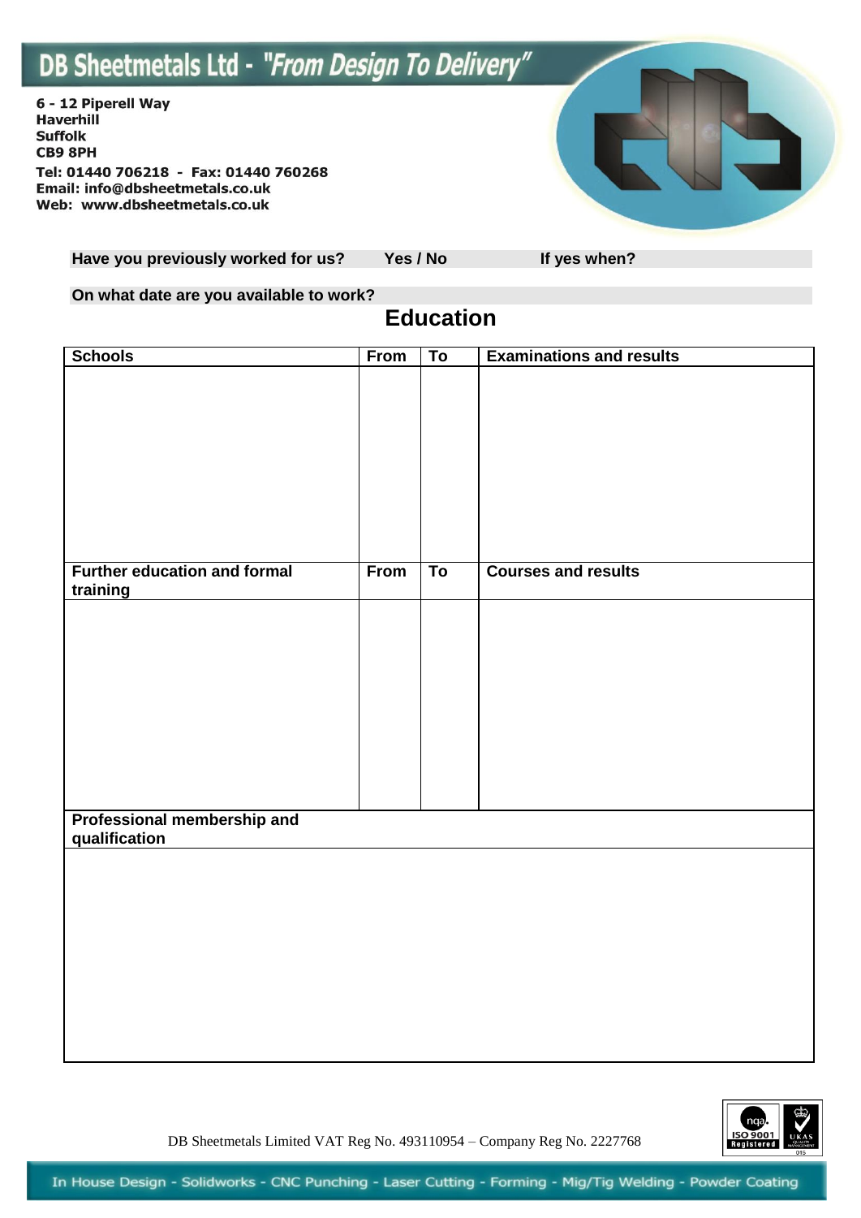# DB Sheetmetals Ltd - "From Design To Delivery"

**6 - 12 Piperell Way**
**Haverhill**
**Suffolk**
**CB9 8PH**

**Tel: 01440 706218 - Fax: 01440 760268**
**Email: info@dbsheetmetals.co.uk**
**Web: www.dbsheetmetals.co.uk**

**Have you previously worked for us?** **Yes / No** **If yes when?**

**On what date are you available to work?**

## Education

| Schools | From | To | Examinations and results |
|---|---|---|---|
| | | | |

| Further education and formal training | From | To | Courses and results |
|---|---|---|---|
| | | | |

| Professional membership and qualification |
|---|
| |

DB Sheetmetals Limited VAT Reg No. 493110954 – Company Reg No. 2227768

In House Design - Solidworks - CNC Punching - Laser Cutting - Forming - Mig/Tig Welding - Powder Coating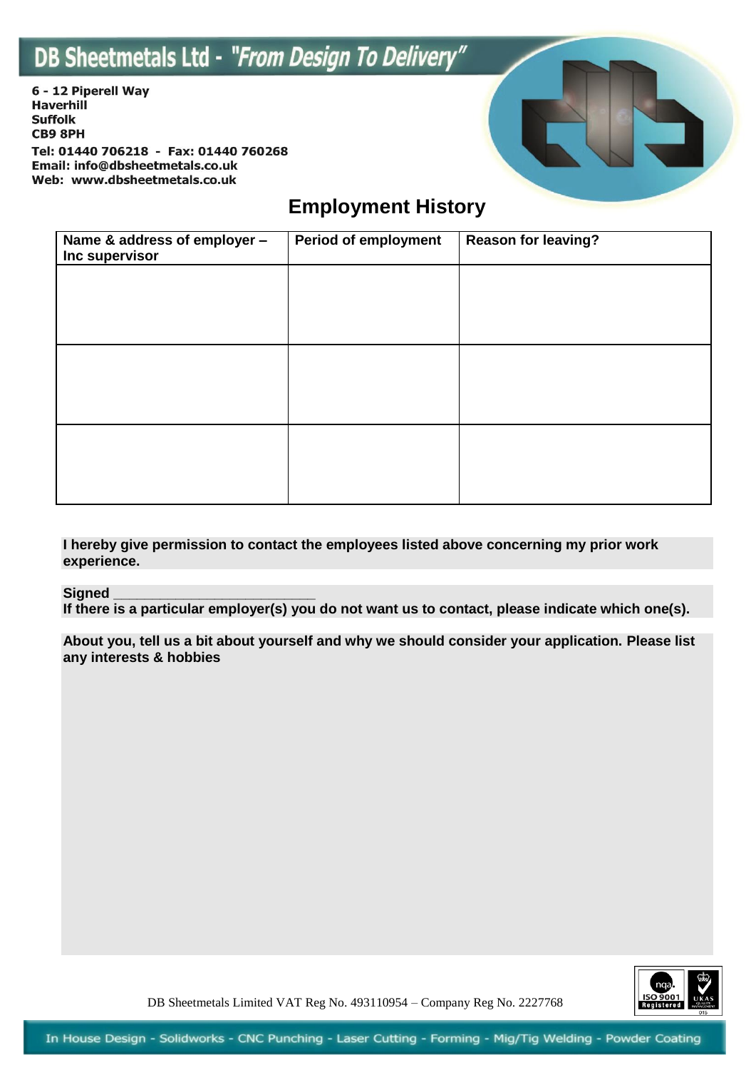# DB Sheetmetals Ltd - "From Design To Delivery"

**6 - 12 Piperell Way**
**Haverhill**
**Suffolk**
**CB9 8PH**

**Tel: 01440 706218 - Fax: 01440 760268**
**Email: info@dbsheetmetals.co.uk**
**Web: www.dbsheetmetals.co.uk**

## Employment History

| Name & address of employer – Inc supervisor | Period of employment | Reason for leaving? |
|---|---|---|
| | | |
| | | |
| | | |

**I hereby give permission to contact the employees listed above concerning my prior work experience.**

**Signed** ___________________________

**If there is a particular employer(s) you do not want us to contact, please indicate which one(s).**

**About you, tell us a bit about yourself and why we should consider your application. Please list any interests & hobbies**

DB Sheetmetals Limited VAT Reg No. 493110954 – Company Reg No. 2227768

In House Design - Solidworks - CNC Punching - Laser Cutting - Forming - Mig/Tig Welding - Powder Coating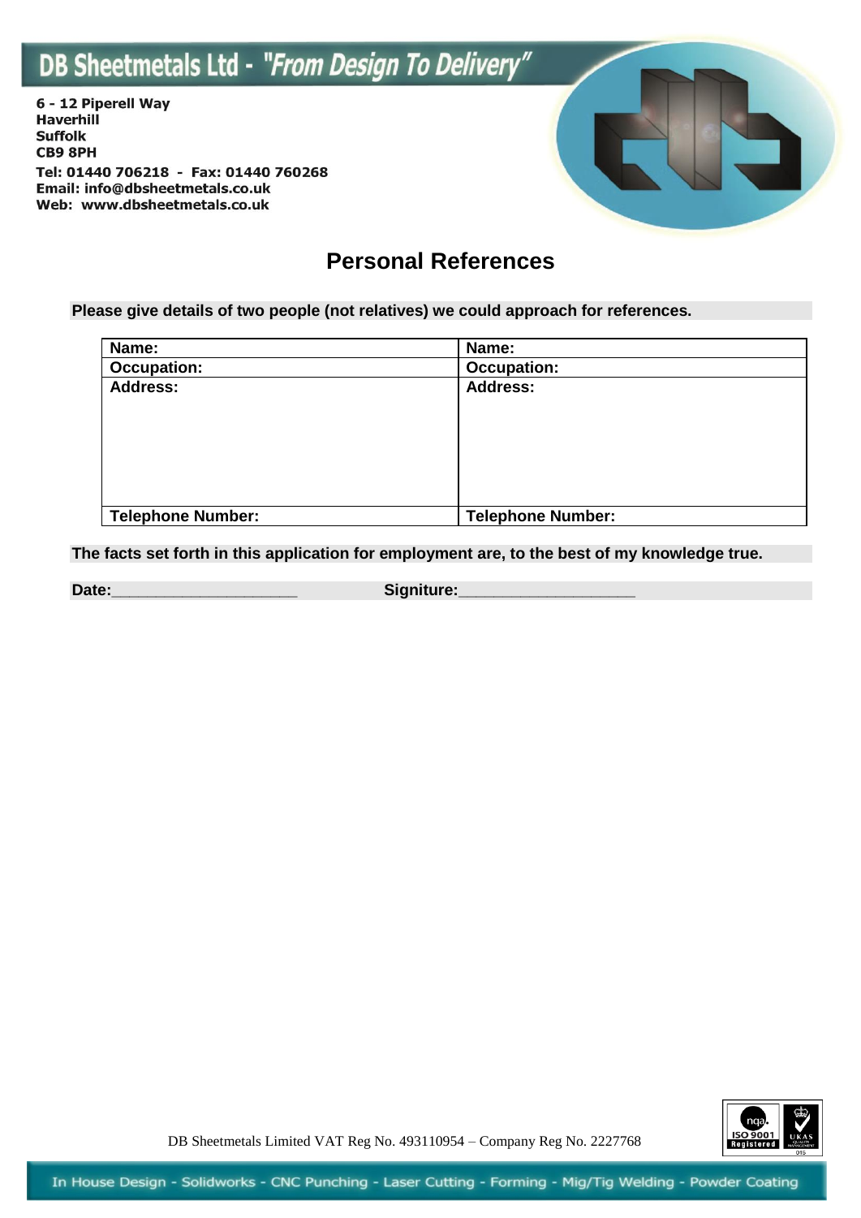# DB Sheetmetals Ltd - *"From Design To Delivery"*

**6 - 12 Piperell Way**
**Haverhill**
**Suffolk**
**CB9 8PH**
**Tel: 01440 706218 - Fax: 01440 760268**
**Email: info@dbsheetmetals.co.uk**
**Web: www.dbsheetmetals.co.uk**

## Personal References

**Please give details of two people (not relatives) we could approach for references.**

| | |
|---|---|
| **Name:** | **Name:** |
| **Occupation:** | **Occupation:** |
| **Address:** | **Address:** |
| **Telephone Number:** | **Telephone Number:** |

**The facts set forth in this application for employment are, to the best of my knowledge true.**

**Date:**____________________ **Signiture:**____________________

DB Sheetmetals Limited VAT Reg No. 493110954 – Company Reg No. 2227768

In House Design - Solidworks - CNC Punching - Laser Cutting - Forming - Mig/Tig Welding - Powder Coating